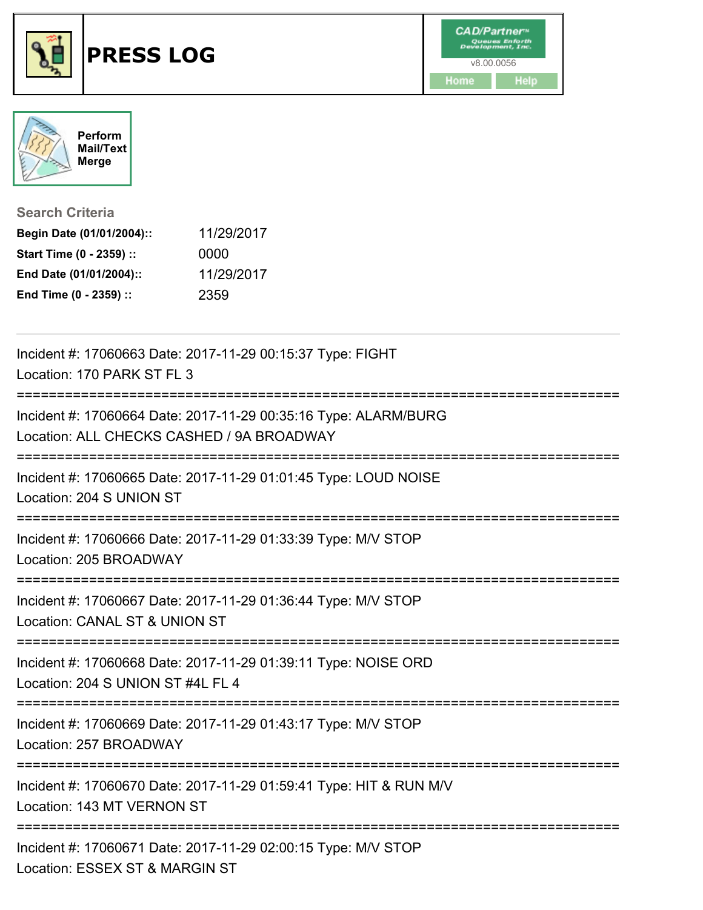# PRESS LOG

CAD/Partner
v8.00.0056
Home Help

Perform Mail/Text Merge

## Search Criteria

**Begin Date (01/01/2004)::** 11/29/2017
**Start Time (0 - 2359) ::** 0000
**End Date (01/01/2004)::** 11/29/2017
**End Time (0 - 2359) ::** 2359

---

Incident #: 17060663 Date: 2017-11-29 00:15:37 Type: FIGHT
Location: 170 PARK ST FL 3

===========================================================================

Incident #: 17060664 Date: 2017-11-29 00:35:16 Type: ALARM/BURG
Location: ALL CHECKS CASHED / 9A BROADWAY

===========================================================================

Incident #: 17060665 Date: 2017-11-29 01:01:45 Type: LOUD NOISE
Location: 204 S UNION ST

===========================================================================

Incident #: 17060666 Date: 2017-11-29 01:33:39 Type: M/V STOP
Location: 205 BROADWAY

===========================================================================

Incident #: 17060667 Date: 2017-11-29 01:36:44 Type: M/V STOP
Location: CANAL ST & UNION ST

===========================================================================

Incident #: 17060668 Date: 2017-11-29 01:39:11 Type: NOISE ORD
Location: 204 S UNION ST #4L FL 4

===========================================================================

Incident #: 17060669 Date: 2017-11-29 01:43:17 Type: M/V STOP
Location: 257 BROADWAY

===========================================================================

Incident #: 17060670 Date: 2017-11-29 01:59:41 Type: HIT & RUN M/V
Location: 143 MT VERNON ST

===========================================================================

Incident #: 17060671 Date: 2017-11-29 02:00:15 Type: M/V STOP
Location: ESSEX ST & MARGIN ST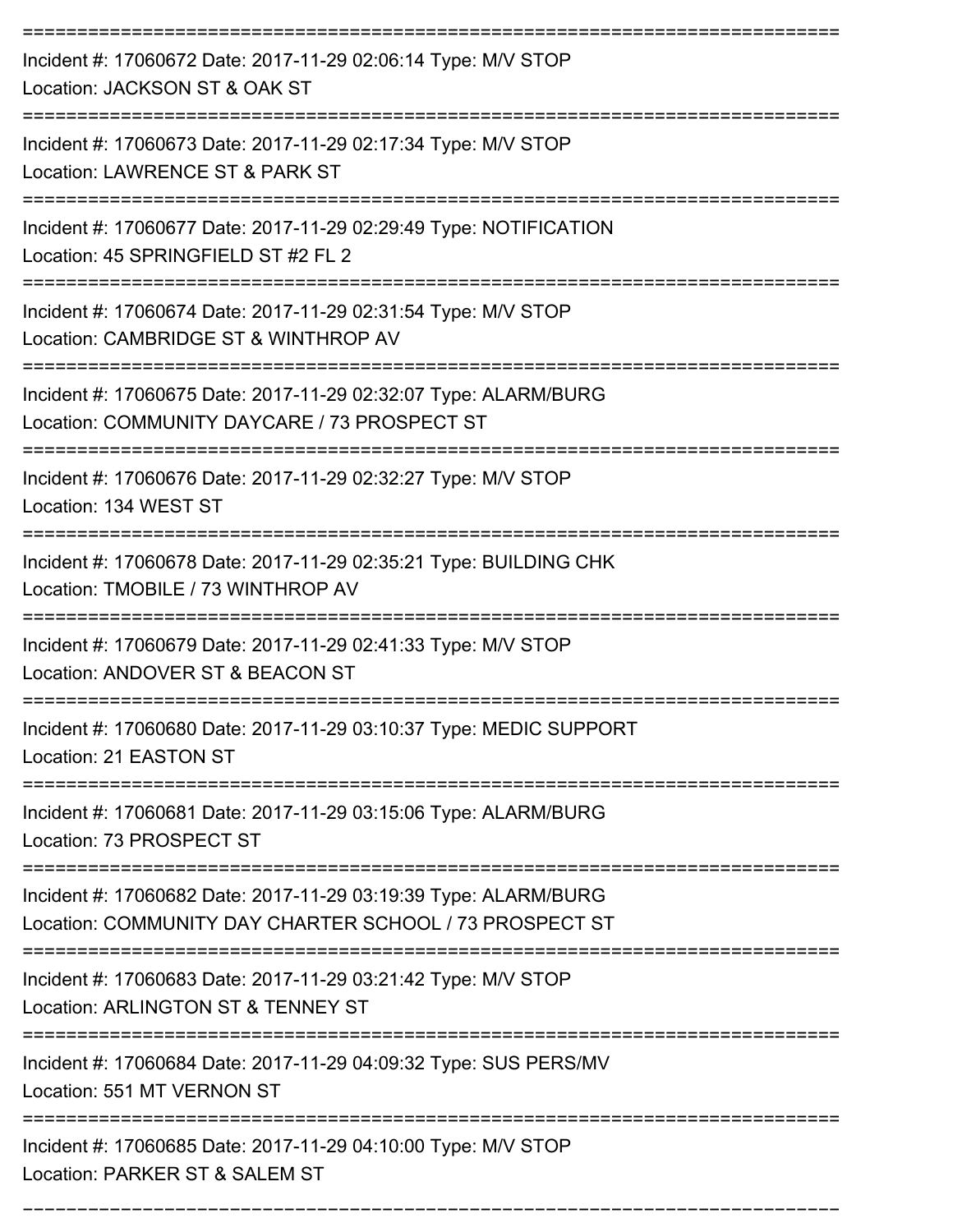Incident #: 17060672 Date: 2017-11-29 02:06:14 Type: M/V STOP
Location: JACKSON ST & OAK ST

Incident #: 17060673 Date: 2017-11-29 02:17:34 Type: M/V STOP
Location: LAWRENCE ST & PARK ST

Incident #: 17060677 Date: 2017-11-29 02:29:49 Type: NOTIFICATION
Location: 45 SPRINGFIELD ST #2 FL 2

Incident #: 17060674 Date: 2017-11-29 02:31:54 Type: M/V STOP
Location: CAMBRIDGE ST & WINTHROP AV

Incident #: 17060675 Date: 2017-11-29 02:32:07 Type: ALARM/BURG
Location: COMMUNITY DAYCARE / 73 PROSPECT ST

Incident #: 17060676 Date: 2017-11-29 02:32:27 Type: M/V STOP
Location: 134 WEST ST

Incident #: 17060678 Date: 2017-11-29 02:35:21 Type: BUILDING CHK
Location: TMOBILE / 73 WINTHROP AV

Incident #: 17060679 Date: 2017-11-29 02:41:33 Type: M/V STOP
Location: ANDOVER ST & BEACON ST

Incident #: 17060680 Date: 2017-11-29 03:10:37 Type: MEDIC SUPPORT
Location: 21 EASTON ST

Incident #: 17060681 Date: 2017-11-29 03:15:06 Type: ALARM/BURG
Location: 73 PROSPECT ST

Incident #: 17060682 Date: 2017-11-29 03:19:39 Type: ALARM/BURG
Location: COMMUNITY DAY CHARTER SCHOOL / 73 PROSPECT ST

Incident #: 17060683 Date: 2017-11-29 03:21:42 Type: M/V STOP
Location: ARLINGTON ST & TENNEY ST

Incident #: 17060684 Date: 2017-11-29 04:09:32 Type: SUS PERS/MV
Location: 551 MT VERNON ST

Incident #: 17060685 Date: 2017-11-29 04:10:00 Type: M/V STOP
Location: PARKER ST & SALEM ST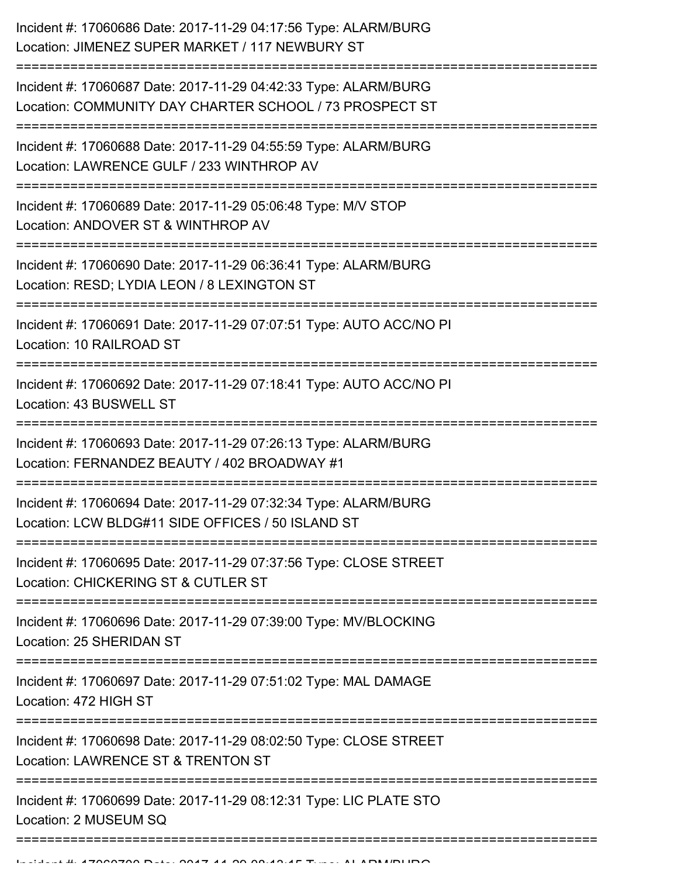Incident #: 17060686 Date: 2017-11-29 04:17:56 Type: ALARM/BURG
Location: JIMENEZ SUPER MARKET / 117 NEWBURY ST

===========================================================================

Incident #: 17060687 Date: 2017-11-29 04:42:33 Type: ALARM/BURG
Location: COMMUNITY DAY CHARTER SCHOOL / 73 PROSPECT ST

===========================================================================

Incident #: 17060688 Date: 2017-11-29 04:55:59 Type: ALARM/BURG
Location: LAWRENCE GULF / 233 WINTHROP AV

===========================================================================

Incident #: 17060689 Date: 2017-11-29 05:06:48 Type: M/V STOP
Location: ANDOVER ST & WINTHROP AV

===========================================================================

Incident #: 17060690 Date: 2017-11-29 06:36:41 Type: ALARM/BURG
Location: RESD; LYDIA LEON / 8 LEXINGTON ST

===========================================================================

Incident #: 17060691 Date: 2017-11-29 07:07:51 Type: AUTO ACC/NO PI
Location: 10 RAILROAD ST

===========================================================================

Incident #: 17060692 Date: 2017-11-29 07:18:41 Type: AUTO ACC/NO PI
Location: 43 BUSWELL ST

===========================================================================

Incident #: 17060693 Date: 2017-11-29 07:26:13 Type: ALARM/BURG
Location: FERNANDEZ BEAUTY / 402 BROADWAY #1

===========================================================================

Incident #: 17060694 Date: 2017-11-29 07:32:34 Type: ALARM/BURG
Location: LCW BLDG#11 SIDE OFFICES / 50 ISLAND ST

===========================================================================

Incident #: 17060695 Date: 2017-11-29 07:37:56 Type: CLOSE STREET
Location: CHICKERING ST & CUTLER ST

===========================================================================

Incident #: 17060696 Date: 2017-11-29 07:39:00 Type: MV/BLOCKING
Location: 25 SHERIDAN ST

===========================================================================

Incident #: 17060697 Date: 2017-11-29 07:51:02 Type: MAL DAMAGE
Location: 472 HIGH ST

===========================================================================

Incident #: 17060698 Date: 2017-11-29 08:02:50 Type: CLOSE STREET
Location: LAWRENCE ST & TRENTON ST

===========================================================================

Incident #: 17060699 Date: 2017-11-29 08:12:31 Type: LIC PLATE STO
Location: 2 MUSEUM SQ

===========================================================================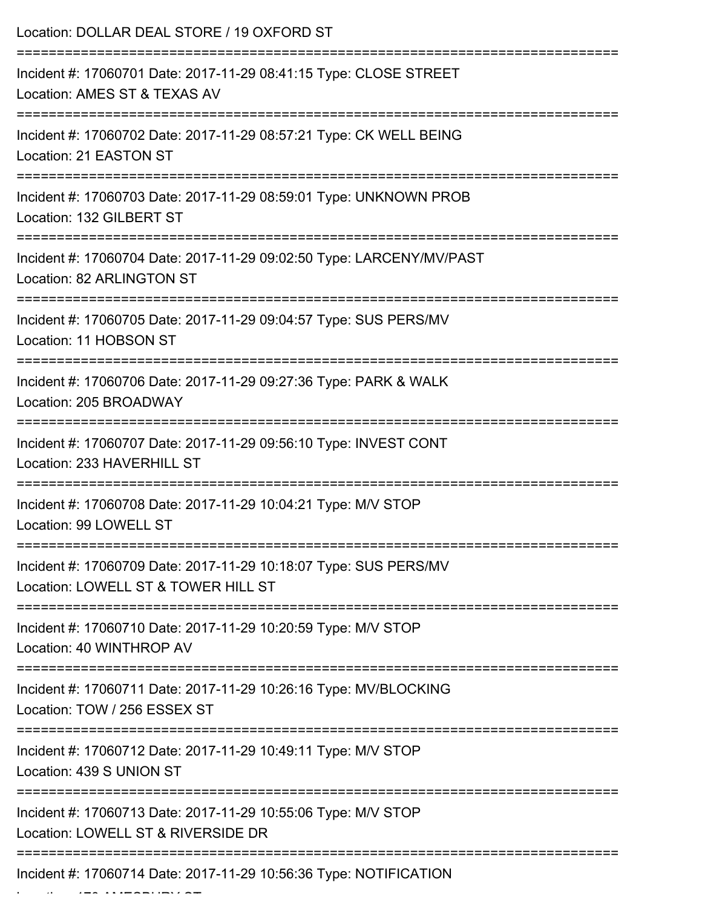Location: DOLLAR DEAL STORE / 19 OXFORD ST

===========================================================================

Incident #: 17060701 Date: 2017-11-29 08:41:15 Type: CLOSE STREET
Location: AMES ST & TEXAS AV

===========================================================================

Incident #: 17060702 Date: 2017-11-29 08:57:21 Type: CK WELL BEING
Location: 21 EASTON ST

===========================================================================

Incident #: 17060703 Date: 2017-11-29 08:59:01 Type: UNKNOWN PROB
Location: 132 GILBERT ST

===========================================================================

Incident #: 17060704 Date: 2017-11-29 09:02:50 Type: LARCENY/MV/PAST
Location: 82 ARLINGTON ST

===========================================================================

Incident #: 17060705 Date: 2017-11-29 09:04:57 Type: SUS PERS/MV
Location: 11 HOBSON ST

===========================================================================

Incident #: 17060706 Date: 2017-11-29 09:27:36 Type: PARK & WALK
Location: 205 BROADWAY

===========================================================================

Incident #: 17060707 Date: 2017-11-29 09:56:10 Type: INVEST CONT
Location: 233 HAVERHILL ST

===========================================================================

Incident #: 17060708 Date: 2017-11-29 10:04:21 Type: M/V STOP
Location: 99 LOWELL ST

===========================================================================

Incident #: 17060709 Date: 2017-11-29 10:18:07 Type: SUS PERS/MV
Location: LOWELL ST & TOWER HILL ST

===========================================================================

Incident #: 17060710 Date: 2017-11-29 10:20:59 Type: M/V STOP
Location: 40 WINTHROP AV

===========================================================================

Incident #: 17060711 Date: 2017-11-29 10:26:16 Type: MV/BLOCKING
Location: TOW / 256 ESSEX ST

===========================================================================

Incident #: 17060712 Date: 2017-11-29 10:49:11 Type: M/V STOP
Location: 439 S UNION ST

===========================================================================

Incident #: 17060713 Date: 2017-11-29 10:55:06 Type: M/V STOP
Location: LOWELL ST & RIVERSIDE DR

===========================================================================

Incident #: 17060714 Date: 2017-11-29 10:56:36 Type: NOTIFICATION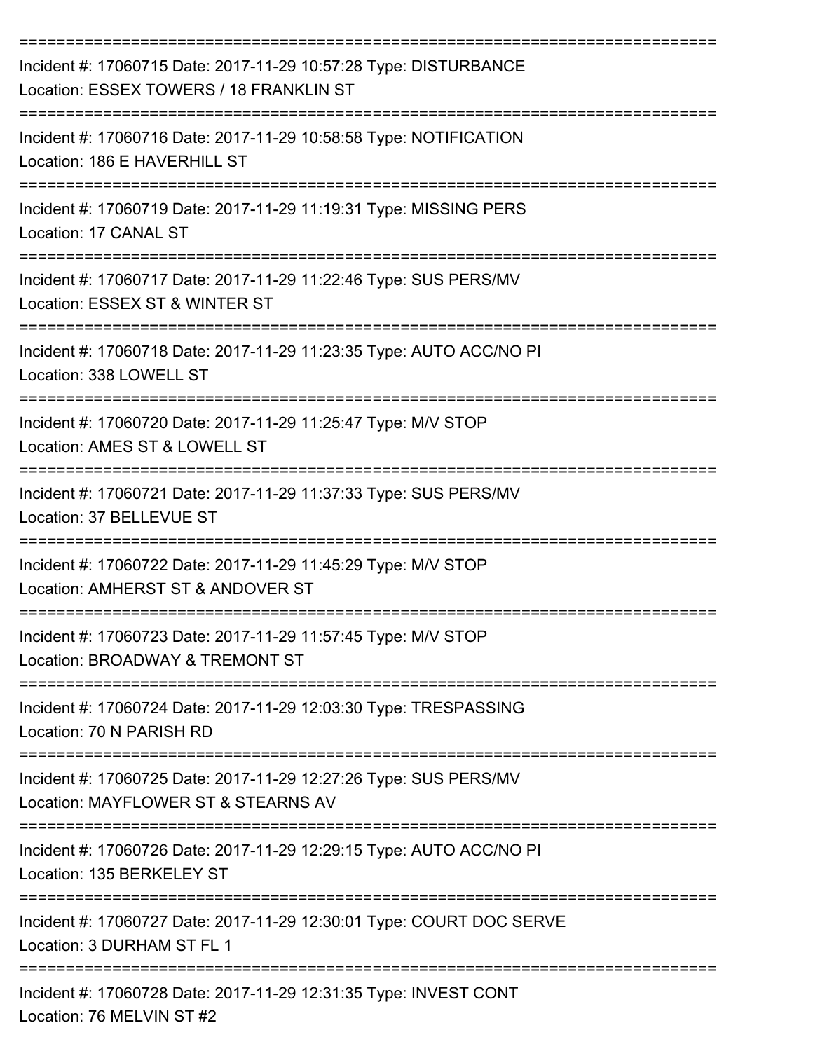===========================================================================

Incident #: 17060715 Date: 2017-11-29 10:57:28 Type: DISTURBANCE
Location: ESSEX TOWERS / 18 FRANKLIN ST

===========================================================================

Incident #: 17060716 Date: 2017-11-29 10:58:58 Type: NOTIFICATION
Location: 186 E HAVERHILL ST

===========================================================================

Incident #: 17060719 Date: 2017-11-29 11:19:31 Type: MISSING PERS
Location: 17 CANAL ST

===========================================================================

Incident #: 17060717 Date: 2017-11-29 11:22:46 Type: SUS PERS/MV
Location: ESSEX ST & WINTER ST

===========================================================================

Incident #: 17060718 Date: 2017-11-29 11:23:35 Type: AUTO ACC/NO PI
Location: 338 LOWELL ST

===========================================================================

Incident #: 17060720 Date: 2017-11-29 11:25:47 Type: M/V STOP
Location: AMES ST & LOWELL ST

===========================================================================

Incident #: 17060721 Date: 2017-11-29 11:37:33 Type: SUS PERS/MV
Location: 37 BELLEVUE ST

===========================================================================

Incident #: 17060722 Date: 2017-11-29 11:45:29 Type: M/V STOP
Location: AMHERST ST & ANDOVER ST

===========================================================================

Incident #: 17060723 Date: 2017-11-29 11:57:45 Type: M/V STOP
Location: BROADWAY & TREMONT ST

===========================================================================

Incident #: 17060724 Date: 2017-11-29 12:03:30 Type: TRESPASSING
Location: 70 N PARISH RD

===========================================================================

Incident #: 17060725 Date: 2017-11-29 12:27:26 Type: SUS PERS/MV
Location: MAYFLOWER ST & STEARNS AV

===========================================================================

Incident #: 17060726 Date: 2017-11-29 12:29:15 Type: AUTO ACC/NO PI
Location: 135 BERKELEY ST

===========================================================================

Incident #: 17060727 Date: 2017-11-29 12:30:01 Type: COURT DOC SERVE
Location: 3 DURHAM ST FL 1

===========================================================================

Incident #: 17060728 Date: 2017-11-29 12:31:35 Type: INVEST CONT
Location: 76 MELVIN ST #2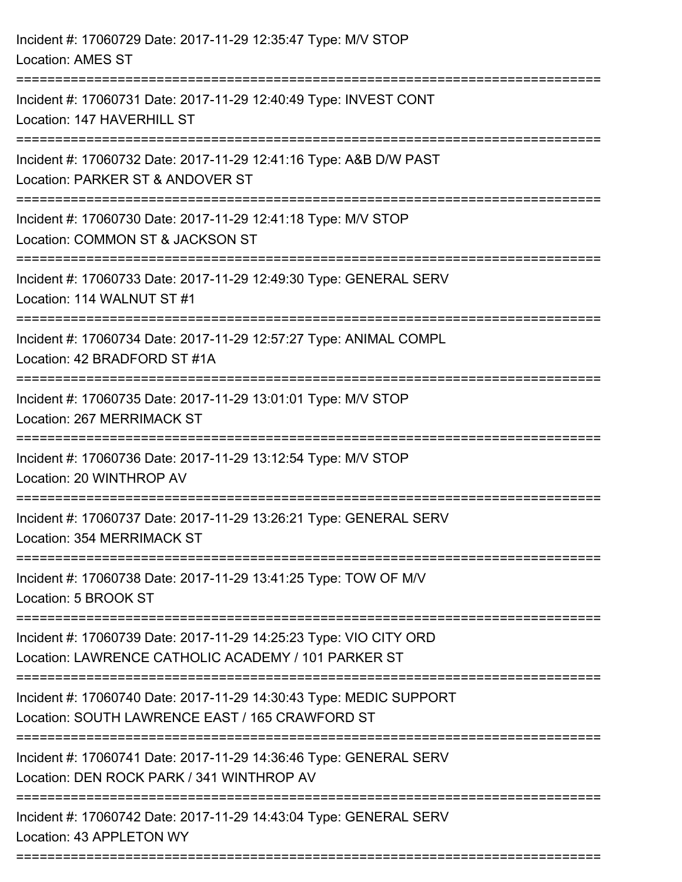Incident #: 17060729 Date: 2017-11-29 12:35:47 Type: M/V STOP
Location: AMES ST

===========================================================================

Incident #: 17060731 Date: 2017-11-29 12:40:49 Type: INVEST CONT
Location: 147 HAVERHILL ST

===========================================================================

Incident #: 17060732 Date: 2017-11-29 12:41:16 Type: A&B D/W PAST
Location: PARKER ST & ANDOVER ST

===========================================================================

Incident #: 17060730 Date: 2017-11-29 12:41:18 Type: M/V STOP
Location: COMMON ST & JACKSON ST

===========================================================================

Incident #: 17060733 Date: 2017-11-29 12:49:30 Type: GENERAL SERV
Location: 114 WALNUT ST #1

===========================================================================

Incident #: 17060734 Date: 2017-11-29 12:57:27 Type: ANIMAL COMPL
Location: 42 BRADFORD ST #1A

===========================================================================

Incident #: 17060735 Date: 2017-11-29 13:01:01 Type: M/V STOP
Location: 267 MERRIMACK ST

===========================================================================

Incident #: 17060736 Date: 2017-11-29 13:12:54 Type: M/V STOP
Location: 20 WINTHROP AV

===========================================================================

Incident #: 17060737 Date: 2017-11-29 13:26:21 Type: GENERAL SERV
Location: 354 MERRIMACK ST

===========================================================================

Incident #: 17060738 Date: 2017-11-29 13:41:25 Type: TOW OF M/V
Location: 5 BROOK ST

===========================================================================

Incident #: 17060739 Date: 2017-11-29 14:25:23 Type: VIO CITY ORD
Location: LAWRENCE CATHOLIC ACADEMY / 101 PARKER ST

===========================================================================

Incident #: 17060740 Date: 2017-11-29 14:30:43 Type: MEDIC SUPPORT
Location: SOUTH LAWRENCE EAST / 165 CRAWFORD ST

===========================================================================

Incident #: 17060741 Date: 2017-11-29 14:36:46 Type: GENERAL SERV
Location: DEN ROCK PARK / 341 WINTHROP AV

===========================================================================

Incident #: 17060742 Date: 2017-11-29 14:43:04 Type: GENERAL SERV
Location: 43 APPLETON WY

===========================================================================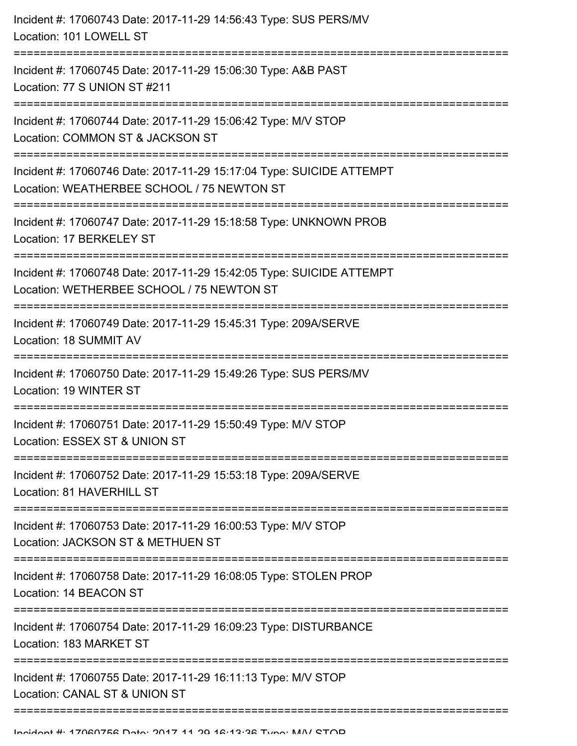Incident #: 17060743 Date: 2017-11-29 14:56:43 Type: SUS PERS/MV
Location: 101 LOWELL ST

===========================================================================

Incident #: 17060745 Date: 2017-11-29 15:06:30 Type: A&B PAST
Location: 77 S UNION ST #211

===========================================================================

Incident #: 17060744 Date: 2017-11-29 15:06:42 Type: M/V STOP
Location: COMMON ST & JACKSON ST

===========================================================================

Incident #: 17060746 Date: 2017-11-29 15:17:04 Type: SUICIDE ATTEMPT
Location: WEATHERBEE SCHOOL / 75 NEWTON ST

===========================================================================

Incident #: 17060747 Date: 2017-11-29 15:18:58 Type: UNKNOWN PROB
Location: 17 BERKELEY ST

===========================================================================

Incident #: 17060748 Date: 2017-11-29 15:42:05 Type: SUICIDE ATTEMPT
Location: WETHERBEE SCHOOL / 75 NEWTON ST

===========================================================================

Incident #: 17060749 Date: 2017-11-29 15:45:31 Type: 209A/SERVE
Location: 18 SUMMIT AV

===========================================================================

Incident #: 17060750 Date: 2017-11-29 15:49:26 Type: SUS PERS/MV
Location: 19 WINTER ST

===========================================================================

Incident #: 17060751 Date: 2017-11-29 15:50:49 Type: M/V STOP
Location: ESSEX ST & UNION ST

===========================================================================

Incident #: 17060752 Date: 2017-11-29 15:53:18 Type: 209A/SERVE
Location: 81 HAVERHILL ST

===========================================================================

Incident #: 17060753 Date: 2017-11-29 16:00:53 Type: M/V STOP
Location: JACKSON ST & METHUEN ST

===========================================================================

Incident #: 17060758 Date: 2017-11-29 16:08:05 Type: STOLEN PROP
Location: 14 BEACON ST

===========================================================================

Incident #: 17060754 Date: 2017-11-29 16:09:23 Type: DISTURBANCE
Location: 183 MARKET ST

===========================================================================

Incident #: 17060755 Date: 2017-11-29 16:11:13 Type: M/V STOP
Location: CANAL ST & UNION ST

===========================================================================

Incident #: 17060756 Date: 2017-11-29 16:13:36 Type: M/V STOP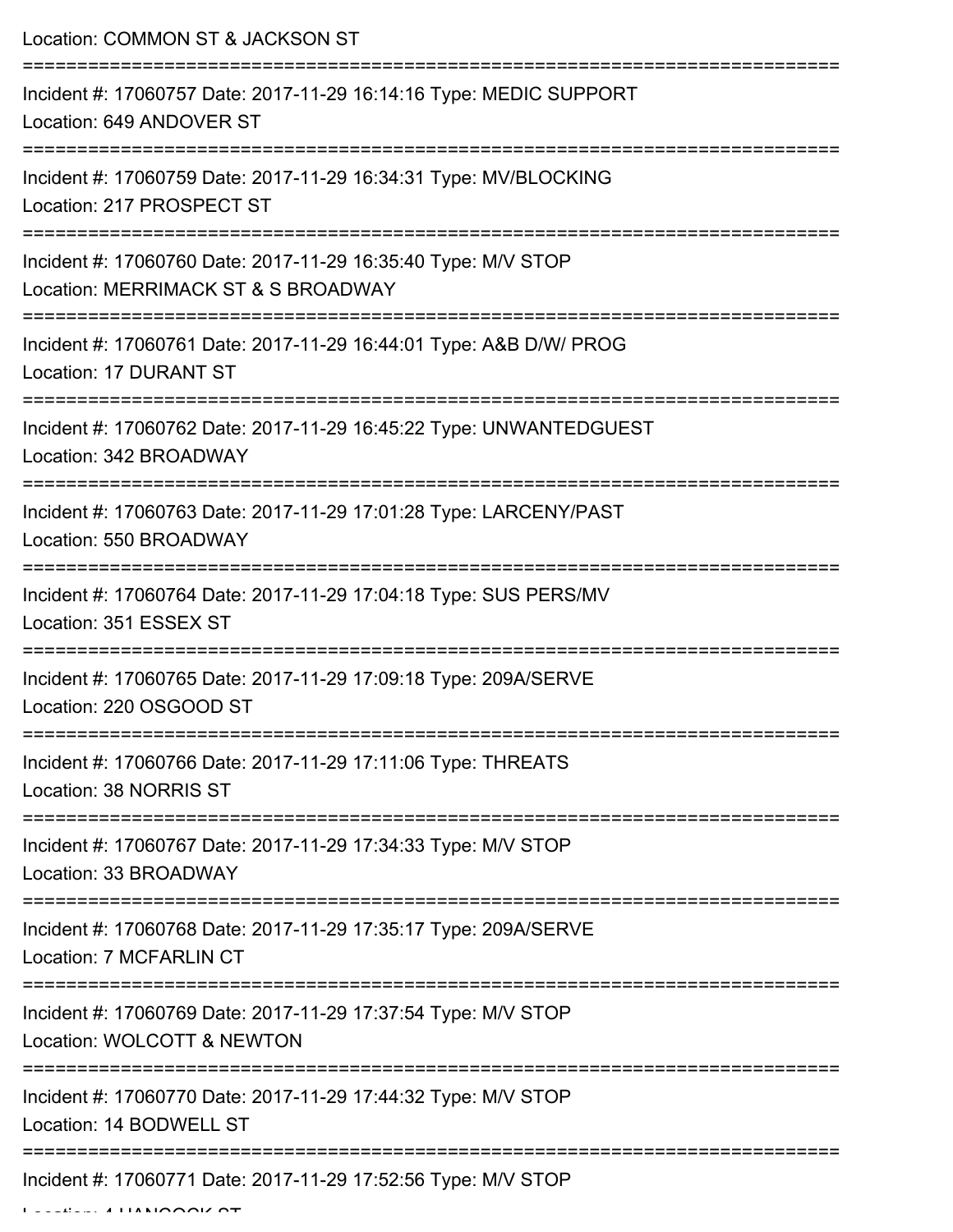Location: COMMON ST & JACKSON ST

===========================================================================

Incident #: 17060757 Date: 2017-11-29 16:14:16 Type: MEDIC SUPPORT
Location: 649 ANDOVER ST

===========================================================================

Incident #: 17060759 Date: 2017-11-29 16:34:31 Type: MV/BLOCKING
Location: 217 PROSPECT ST

===========================================================================

Incident #: 17060760 Date: 2017-11-29 16:35:40 Type: M/V STOP
Location: MERRIMACK ST & S BROADWAY

===========================================================================

Incident #: 17060761 Date: 2017-11-29 16:44:01 Type: A&B D/W/ PROG
Location: 17 DURANT ST

===========================================================================

Incident #: 17060762 Date: 2017-11-29 16:45:22 Type: UNWANTEDGUEST
Location: 342 BROADWAY

===========================================================================

Incident #: 17060763 Date: 2017-11-29 17:01:28 Type: LARCENY/PAST
Location: 550 BROADWAY

===========================================================================

Incident #: 17060764 Date: 2017-11-29 17:04:18 Type: SUS PERS/MV
Location: 351 ESSEX ST

===========================================================================

Incident #: 17060765 Date: 2017-11-29 17:09:18 Type: 209A/SERVE
Location: 220 OSGOOD ST

===========================================================================

Incident #: 17060766 Date: 2017-11-29 17:11:06 Type: THREATS
Location: 38 NORRIS ST

===========================================================================

Incident #: 17060767 Date: 2017-11-29 17:34:33 Type: M/V STOP
Location: 33 BROADWAY

===========================================================================

Incident #: 17060768 Date: 2017-11-29 17:35:17 Type: 209A/SERVE
Location: 7 MCFARLIN CT

===========================================================================

Incident #: 17060769 Date: 2017-11-29 17:37:54 Type: M/V STOP
Location: WOLCOTT & NEWTON

===========================================================================

Incident #: 17060770 Date: 2017-11-29 17:44:32 Type: M/V STOP
Location: 14 BODWELL ST

===========================================================================

Incident #: 17060771 Date: 2017-11-29 17:52:56 Type: M/V STOP
Location: 4 HANCOCK ST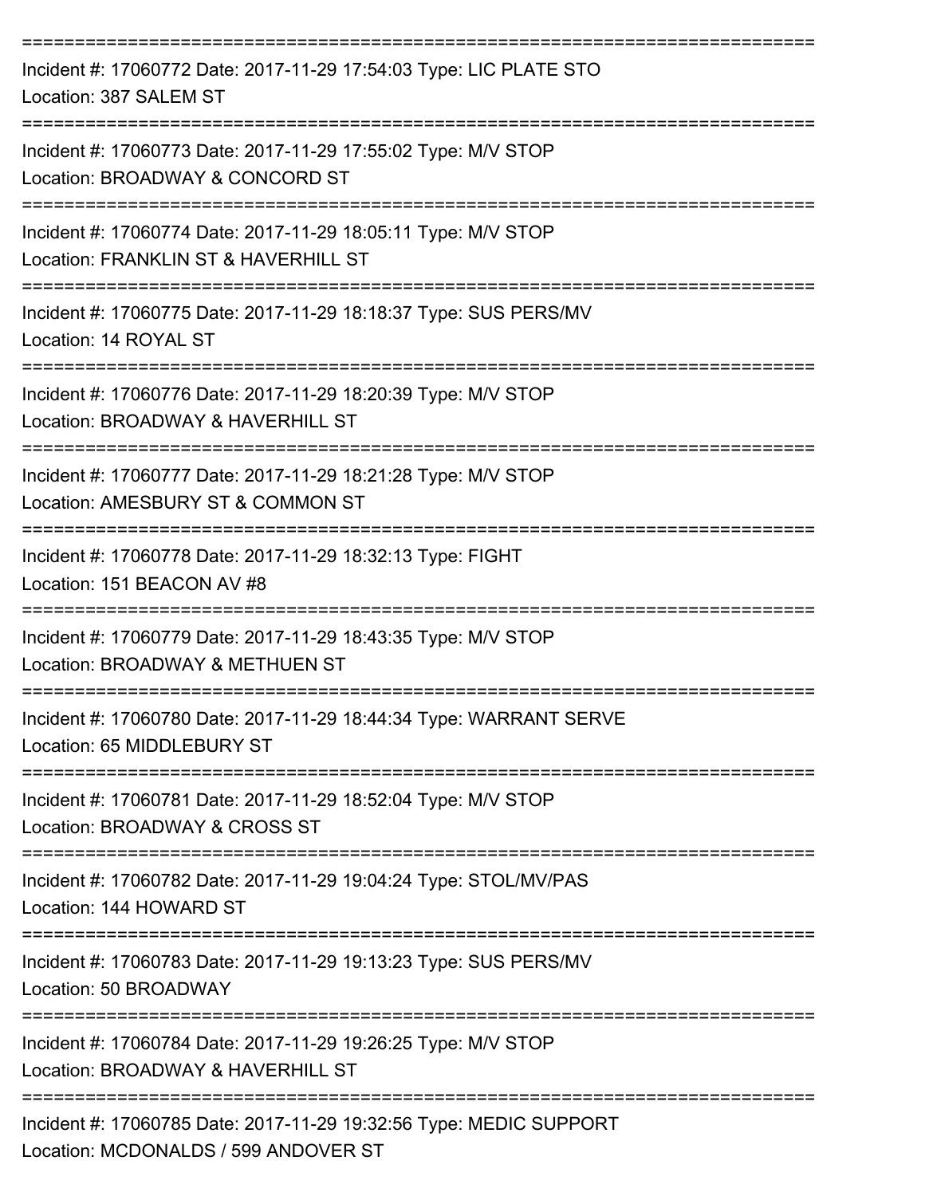===========================================================================

Incident #: 17060772 Date: 2017-11-29 17:54:03 Type: LIC PLATE STO
Location: 387 SALEM ST

===========================================================================

Incident #: 17060773 Date: 2017-11-29 17:55:02 Type: M/V STOP
Location: BROADWAY & CONCORD ST

===========================================================================

Incident #: 17060774 Date: 2017-11-29 18:05:11 Type: M/V STOP
Location: FRANKLIN ST & HAVERHILL ST

===========================================================================

Incident #: 17060775 Date: 2017-11-29 18:18:37 Type: SUS PERS/MV
Location: 14 ROYAL ST

===========================================================================

Incident #: 17060776 Date: 2017-11-29 18:20:39 Type: M/V STOP
Location: BROADWAY & HAVERHILL ST

===========================================================================

Incident #: 17060777 Date: 2017-11-29 18:21:28 Type: M/V STOP
Location: AMESBURY ST & COMMON ST

===========================================================================

Incident #: 17060778 Date: 2017-11-29 18:32:13 Type: FIGHT
Location: 151 BEACON AV #8

===========================================================================

Incident #: 17060779 Date: 2017-11-29 18:43:35 Type: M/V STOP
Location: BROADWAY & METHUEN ST

===========================================================================

Incident #: 17060780 Date: 2017-11-29 18:44:34 Type: WARRANT SERVE
Location: 65 MIDDLEBURY ST

===========================================================================

Incident #: 17060781 Date: 2017-11-29 18:52:04 Type: M/V STOP
Location: BROADWAY & CROSS ST

===========================================================================

Incident #: 17060782 Date: 2017-11-29 19:04:24 Type: STOL/MV/PAS
Location: 144 HOWARD ST

===========================================================================

Incident #: 17060783 Date: 2017-11-29 19:13:23 Type: SUS PERS/MV
Location: 50 BROADWAY

===========================================================================

Incident #: 17060784 Date: 2017-11-29 19:26:25 Type: M/V STOP
Location: BROADWAY & HAVERHILL ST

===========================================================================

Incident #: 17060785 Date: 2017-11-29 19:32:56 Type: MEDIC SUPPORT
Location: MCDONALDS / 599 ANDOVER ST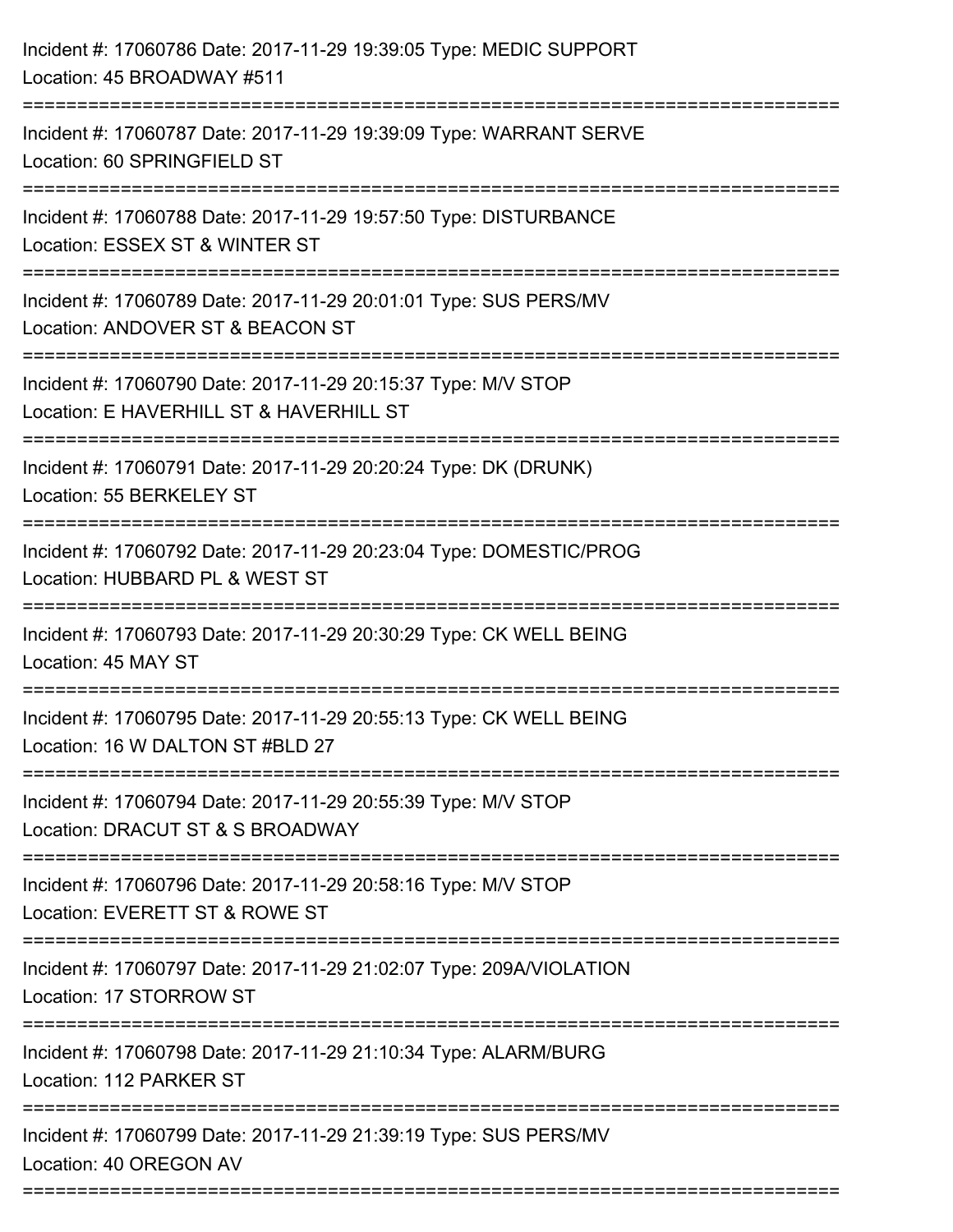Incident #: 17060786 Date: 2017-11-29 19:39:05 Type: MEDIC SUPPORT
Location: 45 BROADWAY #511

===========================================================================

Incident #: 17060787 Date: 2017-11-29 19:39:09 Type: WARRANT SERVE
Location: 60 SPRINGFIELD ST

===========================================================================

Incident #: 17060788 Date: 2017-11-29 19:57:50 Type: DISTURBANCE
Location: ESSEX ST & WINTER ST

===========================================================================

Incident #: 17060789 Date: 2017-11-29 20:01:01 Type: SUS PERS/MV
Location: ANDOVER ST & BEACON ST

===========================================================================

Incident #: 17060790 Date: 2017-11-29 20:15:37 Type: M/V STOP
Location: E HAVERHILL ST & HAVERHILL ST

===========================================================================

Incident #: 17060791 Date: 2017-11-29 20:20:24 Type: DK (DRUNK)
Location: 55 BERKELEY ST

===========================================================================

Incident #: 17060792 Date: 2017-11-29 20:23:04 Type: DOMESTIC/PROG
Location: HUBBARD PL & WEST ST

===========================================================================

Incident #: 17060793 Date: 2017-11-29 20:30:29 Type: CK WELL BEING
Location: 45 MAY ST

===========================================================================

Incident #: 17060795 Date: 2017-11-29 20:55:13 Type: CK WELL BEING
Location: 16 W DALTON ST #BLD 27

===========================================================================

Incident #: 17060794 Date: 2017-11-29 20:55:39 Type: M/V STOP
Location: DRACUT ST & S BROADWAY

===========================================================================

Incident #: 17060796 Date: 2017-11-29 20:58:16 Type: M/V STOP
Location: EVERETT ST & ROWE ST

===========================================================================

Incident #: 17060797 Date: 2017-11-29 21:02:07 Type: 209A/VIOLATION
Location: 17 STORROW ST

===========================================================================

Incident #: 17060798 Date: 2017-11-29 21:10:34 Type: ALARM/BURG
Location: 112 PARKER ST

===========================================================================

Incident #: 17060799 Date: 2017-11-29 21:39:19 Type: SUS PERS/MV
Location: 40 OREGON AV

===========================================================================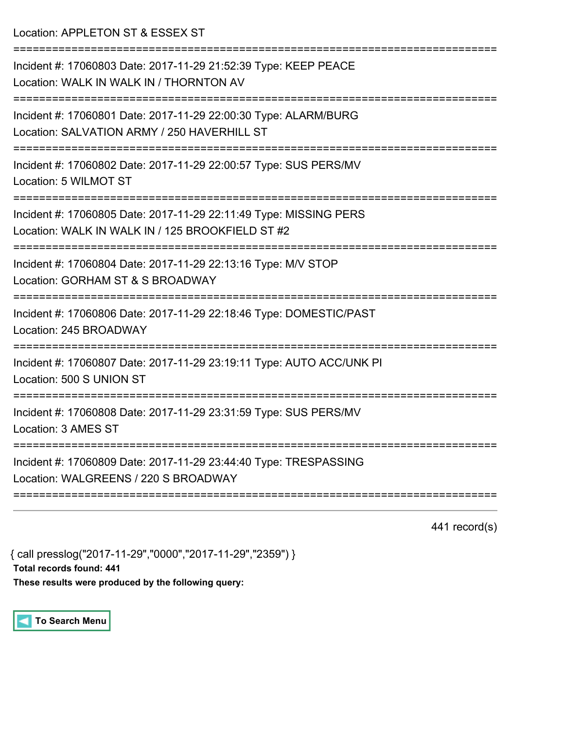Location: APPLETON ST & ESSEX ST

===========================================================================

Incident #: 17060803 Date: 2017-11-29 21:52:39 Type: KEEP PEACE
Location: WALK IN WALK IN / THORNTON AV

===========================================================================

Incident #: 17060801 Date: 2017-11-29 22:00:30 Type: ALARM/BURG
Location: SALVATION ARMY / 250 HAVERHILL ST

===========================================================================

Incident #: 17060802 Date: 2017-11-29 22:00:57 Type: SUS PERS/MV
Location: 5 WILMOT ST

===========================================================================

Incident #: 17060805 Date: 2017-11-29 22:11:49 Type: MISSING PERS
Location: WALK IN WALK IN / 125 BROOKFIELD ST #2

===========================================================================

Incident #: 17060804 Date: 2017-11-29 22:13:16 Type: M/V STOP
Location: GORHAM ST & S BROADWAY

===========================================================================

Incident #: 17060806 Date: 2017-11-29 22:18:46 Type: DOMESTIC/PAST
Location: 245 BROADWAY

===========================================================================

Incident #: 17060807 Date: 2017-11-29 23:19:11 Type: AUTO ACC/UNK PI
Location: 500 S UNION ST

===========================================================================

Incident #: 17060808 Date: 2017-11-29 23:31:59 Type: SUS PERS/MV
Location: 3 AMES ST

===========================================================================

Incident #: 17060809 Date: 2017-11-29 23:44:40 Type: TRESPASSING
Location: WALGREENS / 220 S BROADWAY

===========================================================================

441 record(s)

{ call presslog("2017-11-29","0000","2017-11-29","2359") }

**Total records found: 441**

**These results were produced by the following query:**

**To Search Menu**